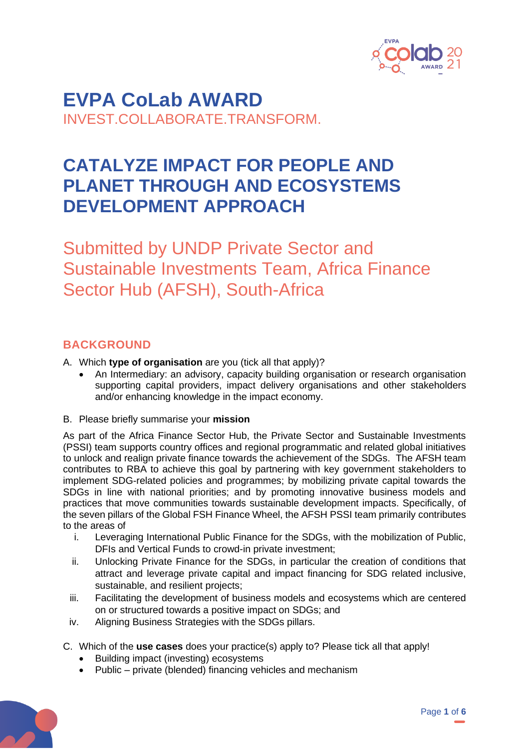# EVPA CoLab AWARD

INVEST.COLLABORATE.TRANSFORM.

# CATALYZE IMPACT FOR PEOPLE AND PLANET THROUGH AND ECOSYSTEMS DEVELOPMENT APPROACH

## Submitted by UNDP Private Sector and Sustainable Investments Team, Africa Finance Sector Hub (AFSH), South-Africa

### BACKGROUND

A. Which **type of organisation** are you (tick all that apply)?
   - An Intermediary: an advisory, capacity building organisation or research organisation supporting capital providers, impact delivery organisations and other stakeholders and/or enhancing knowledge in the impact economy.

B. Please briefly summarise your **mission**

As part of the Africa Finance Sector Hub, the Private Sector and Sustainable Investments (PSSI) team supports country offices and regional programmatic and related global initiatives to unlock and realign private finance towards the achievement of the SDGs. The AFSH team contributes to RBA to achieve this goal by partnering with key government stakeholders to implement SDG-related policies and programmes; by mobilizing private capital towards the SDGs in line with national priorities; and by promoting innovative business models and practices that move communities towards sustainable development impacts. Specifically, of the seven pillars of the Global FSH Finance Wheel, the AFSH PSSI team primarily contributes to the areas of

i. Leveraging International Public Finance for the SDGs, with the mobilization of Public, DFIs and Vertical Funds to crowd-in private investment;
ii. Unlocking Private Finance for the SDGs, in particular the creation of conditions that attract and leverage private capital and impact financing for SDG related inclusive, sustainable, and resilient projects;
iii. Facilitating the development of business models and ecosystems which are centered on or structured towards a positive impact on SDGs; and
iv. Aligning Business Strategies with the SDGs pillars.

C. Which of the **use cases** does your practice(s) apply to? Please tick all that apply!
   - Building impact (investing) ecosystems
   - Public – private (blended) financing vehicles and mechanism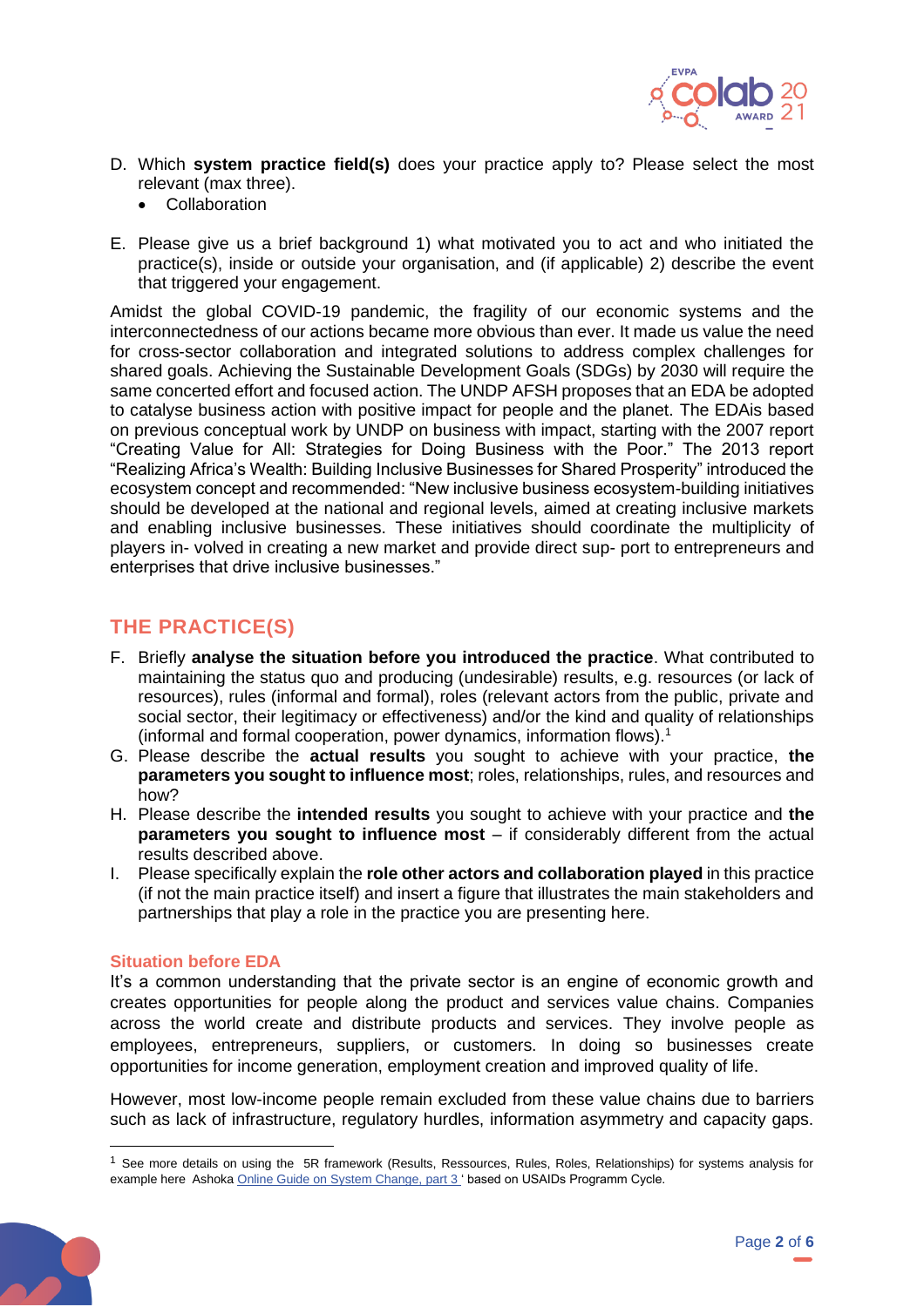D. Which **system practice field(s)** does your practice apply to? Please select the most relevant (max three).
   - Collaboration

E. Please give us a brief background 1) what motivated you to act and who initiated the practice(s), inside or outside your organisation, and (if applicable) 2) describe the event that triggered your engagement.

Amidst the global COVID-19 pandemic, the fragility of our economic systems and the interconnectedness of our actions became more obvious than ever. It made us value the need for cross-sector collaboration and integrated solutions to address complex challenges for shared goals. Achieving the Sustainable Development Goals (SDGs) by 2030 will require the same concerted effort and focused action. The UNDP AFSH proposes that an EDA be adopted to catalyse business action with positive impact for people and the planet. The EDAis based on previous conceptual work by UNDP on business with impact, starting with the 2007 report "Creating Value for All: Strategies for Doing Business with the Poor." The 2013 report "Realizing Africa's Wealth: Building Inclusive Businesses for Shared Prosperity" introduced the ecosystem concept and recommended: "New inclusive business ecosystem-building initiatives should be developed at the national and regional levels, aimed at creating inclusive markets and enabling inclusive businesses. These initiatives should coordinate the multiplicity of players in- volved in creating a new market and provide direct sup- port to entrepreneurs and enterprises that drive inclusive businesses."

## THE PRACTICE(S)

F. Briefly **analyse the situation before you introduced the practice**. What contributed to maintaining the status quo and producing (undesirable) results, e.g. resources (or lack of resources), rules (informal and formal), roles (relevant actors from the public, private and social sector, their legitimacy or effectiveness) and/or the kind and quality of relationships (informal and formal cooperation, power dynamics, information flows).[1]

G. Please describe the **actual results** you sought to achieve with your practice, **the parameters you sought to influence most**; roles, relationships, rules, and resources and how?

H. Please describe the **intended results** you sought to achieve with your practice and **the parameters you sought to influence most** – if considerably different from the actual results described above.

I. Please specifically explain the **role other actors and collaboration played** in this practice (if not the main practice itself) and insert a figure that illustrates the main stakeholders and partnerships that play a role in the practice you are presenting here.

### Situation before EDA

It's a common understanding that the private sector is an engine of economic growth and creates opportunities for people along the product and services value chains. Companies across the world create and distribute products and services. They involve people as employees, entrepreneurs, suppliers, or customers. In doing so businesses create opportunities for income generation, employment creation and improved quality of life.

However, most low-income people remain excluded from these value chains due to barriers such as lack of infrastructure, regulatory hurdles, information asymmetry and capacity gaps.

---

[1] See more details on using the 5R framework (Results, Ressources, Rules, Roles, Relationships) for systems analysis for example here Ashoka Online Guide on System Change, part 3 ' based on USAIDs Programm Cycle.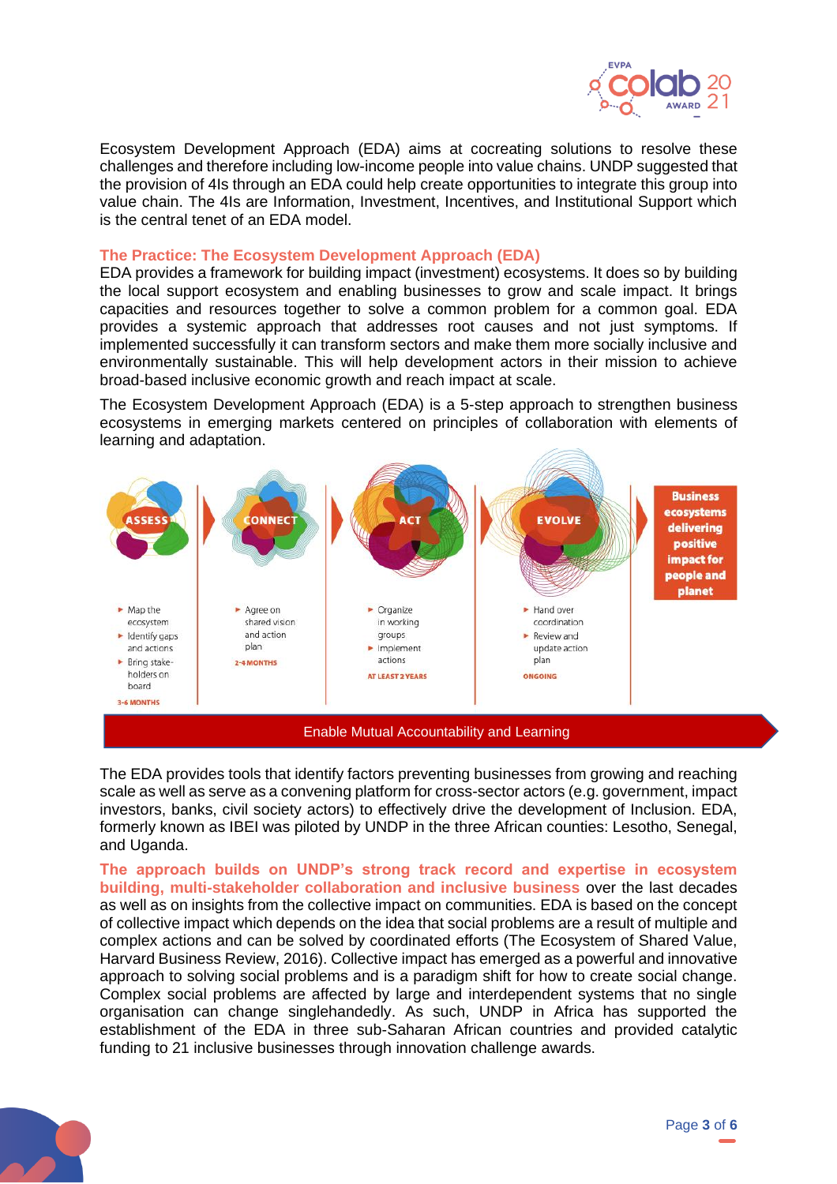Ecosystem Development Approach (EDA) aims at cocreating solutions to resolve these challenges and therefore including low-income people into value chains. UNDP suggested that the provision of 4Is through an EDA could help create opportunities to integrate this group into value chain. The 4Is are Information, Investment, Incentives, and Institutional Support which is the central tenet of an EDA model.

### The Practice: The Ecosystem Development Approach (EDA)

EDA provides a framework for building impact (investment) ecosystems. It does so by building the local support ecosystem and enabling businesses to grow and scale impact. It brings capacities and resources together to solve a common problem for a common goal. EDA provides a systemic approach that addresses root causes and not just symptoms. If implemented successfully it can transform sectors and make them more socially inclusive and environmentally sustainable. This will help development actors in their mission to achieve broad-based inclusive economic growth and reach impact at scale.

The Ecosystem Development Approach (EDA) is a 5-step approach to strengthen business ecosystems in emerging markets centered on principles of collaboration with elements of learning and adaptation.

**ASSESS**
- Map the ecosystem
- Identify gaps and actions
- Bring stake-holders on board

3-6 MONTHS

**CONNECT**
- Agree on shared vision and action plan

2-4 MONTHS

**ACT**
- Organize in working groups
- Implement actions

AT LEAST 2 YEARS

**EVOLVE**
- Hand over coordination
- Review and update action plan

ONGOING

**Business ecosystems delivering positive impact for people and planet**

Enable Mutual Accountability and Learning

The EDA provides tools that identify factors preventing businesses from growing and reaching scale as well as serve as a convening platform for cross-sector actors (e.g. government, impact investors, banks, civil society actors) to effectively drive the development of Inclusion. EDA, formerly known as IBEI was piloted by UNDP in the three African counties: Lesotho, Senegal, and Uganda.

**The approach builds on UNDP's strong track record and expertise in ecosystem building, multi-stakeholder collaboration and inclusive business** over the last decades as well as on insights from the collective impact on communities. EDA is based on the concept of collective impact which depends on the idea that social problems are a result of multiple and complex actions and can be solved by coordinated efforts (The Ecosystem of Shared Value, Harvard Business Review, 2016). Collective impact has emerged as a powerful and innovative approach to solving social problems and is a paradigm shift for how to create social change. Complex social problems are affected by large and interdependent systems that no single organisation can change singlehandedly. As such, UNDP in Africa has supported the establishment of the EDA in three sub-Saharan African countries and provided catalytic funding to 21 inclusive businesses through innovation challenge awards.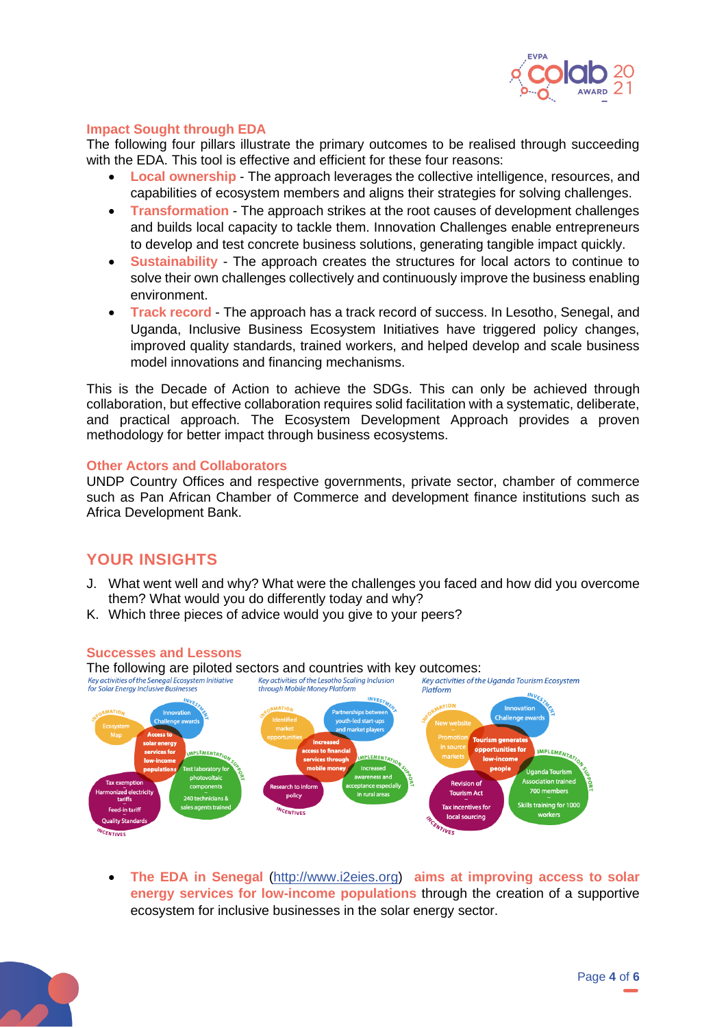### Impact Sought through EDA

The following four pillars illustrate the primary outcomes to be realised through succeeding with the EDA. This tool is effective and efficient for these four reasons:

- **Local ownership** - The approach leverages the collective intelligence, resources, and capabilities of ecosystem members and aligns their strategies for solving challenges.
- **Transformation** - The approach strikes at the root causes of development challenges and builds local capacity to tackle them. Innovation Challenges enable entrepreneurs to develop and test concrete business solutions, generating tangible impact quickly.
- **Sustainability** - The approach creates the structures for local actors to continue to solve their own challenges collectively and continuously improve the business enabling environment.
- **Track record** - The approach has a track record of success. In Lesotho, Senegal, and Uganda, Inclusive Business Ecosystem Initiatives have triggered policy changes, improved quality standards, trained workers, and helped develop and scale business model innovations and financing mechanisms.

This is the Decade of Action to achieve the SDGs. This can only be achieved through collaboration, but effective collaboration requires solid facilitation with a systematic, deliberate, and practical approach. The Ecosystem Development Approach provides a proven methodology for better impact through business ecosystems.

### Other Actors and Collaborators

UNDP Country Offices and respective governments, private sector, chamber of commerce such as Pan African Chamber of Commerce and development finance institutions such as Africa Development Bank.

## YOUR INSIGHTS

J. What went well and why? What were the challenges you faced and how did you overcome them? What would you do differently today and why?

K. Which three pieces of advice would you give to your peers?

### Successes and Lessons

The following are piloted sectors and countries with key outcomes:

*Key activities of the Senegal Ecosystem Initiative for Solar Energy Inclusive Businesses*

- Information: Ecosystem Map
- Investment: Innovation Challenge awards
- Implementation support: Test laboratory for photovoltaic components – 240 technicians & sales agents trained
- Incentives: Tax exemption – Harmonized electricity tariffs – Feed-in tariff – Quality Standards
- Center: Access to solar energy services for low-income populations

*Key activities of the Lesotho Scaling Inclusion through Mobile Money Platform*

- Information: Identified market opportunities
- Investment: Partnerships between youth-led start-ups and market players
- Implementation support: Increased awareness and acceptance especially in rural areas
- Incentives: Research to inform policy
- Center: Increased access to financial services through mobile money

*Key activities of the Uganda Tourism Ecosystem Platform*

- Information: New website – Promotion in source markets
- Investment: Innovation Challenge awards
- Implementation support: Uganda Tourism Association trained 700 members – Skills training for 1000 workers
- Incentives: Revision of Tourism Act – Tax incentives for local sourcing
- Center: Tourism generates opportunities for low-income people

- **The EDA in Senegal** (http://www.i2eies.org) **aims at improving access to solar energy services for low-income populations** through the creation of a supportive ecosystem for inclusive businesses in the solar energy sector.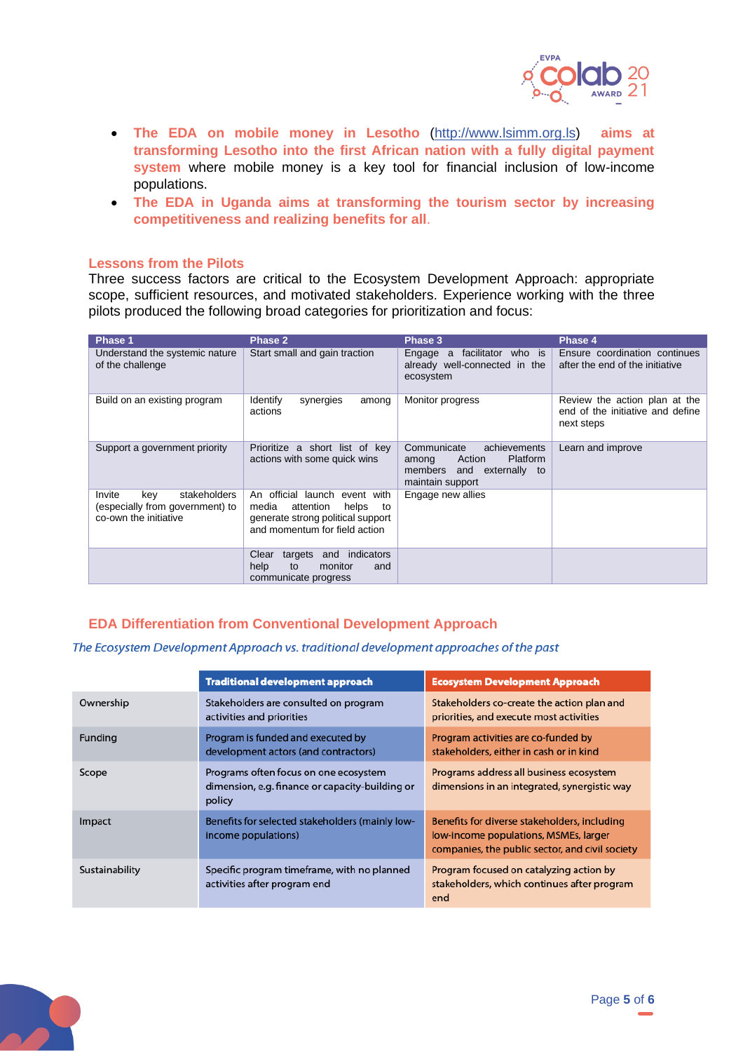- **The EDA on mobile money in Lesotho** (http://www.lsimm.org.ls) **aims at transforming Lesotho into the first African nation with a fully digital payment system** where mobile money is a key tool for financial inclusion of low-income populations.
- **The EDA in Uganda aims at transforming the tourism sector by increasing competitiveness and realizing benefits for all**.

### Lessons from the Pilots

Three success factors are critical to the Ecosystem Development Approach: appropriate scope, sufficient resources, and motivated stakeholders. Experience working with the three pilots produced the following broad categories for prioritization and focus:

| Phase 1 | Phase 2 | Phase 3 | Phase 4 |
|---|---|---|---|
| Understand the systemic nature of the challenge | Start small and gain traction | Engage a facilitator who is already well-connected in the ecosystem | Ensure coordination continues after the end of the initiative |
| Build on an existing program | Identify synergies among actions | Monitor progress | Review the action plan at the end of the initiative and define next steps |
| Support a government priority | Prioritize a short list of key actions with some quick wins | Communicate achievements among Action Platform members and externally to maintain support | Learn and improve |
| Invite key stakeholders (especially from government) to co-own the initiative | An official launch event with media attention helps to generate strong political support and momentum for field action | Engage new allies | |
| | Clear targets and indicators help to monitor and communicate progress | | |

### EDA Differentiation from Conventional Development Approach

*The Ecosystem Development Approach vs. traditional development approaches of the past*

| | Traditional development approach | Ecosystem Development Approach |
|---|---|---|
| Ownership | Stakeholders are consulted on program activities and priorities | Stakeholders co-create the action plan and priorities, and execute most activities |
| Funding | Program is funded and executed by development actors (and contractors) | Program activities are co-funded by stakeholders, either in cash or in kind |
| Scope | Programs often focus on one ecosystem dimension, e.g. finance or capacity-building or policy | Programs address all business ecosystem dimensions in an integrated, synergistic way |
| Impact | Benefits for selected stakeholders (mainly low-income populations) | Benefits for diverse stakeholders, including low-income populations, MSMEs, larger companies, the public sector, and civil society |
| Sustainability | Specific program timeframe, with no planned activities after program end | Program focused on catalyzing action by stakeholders, which continues after program end |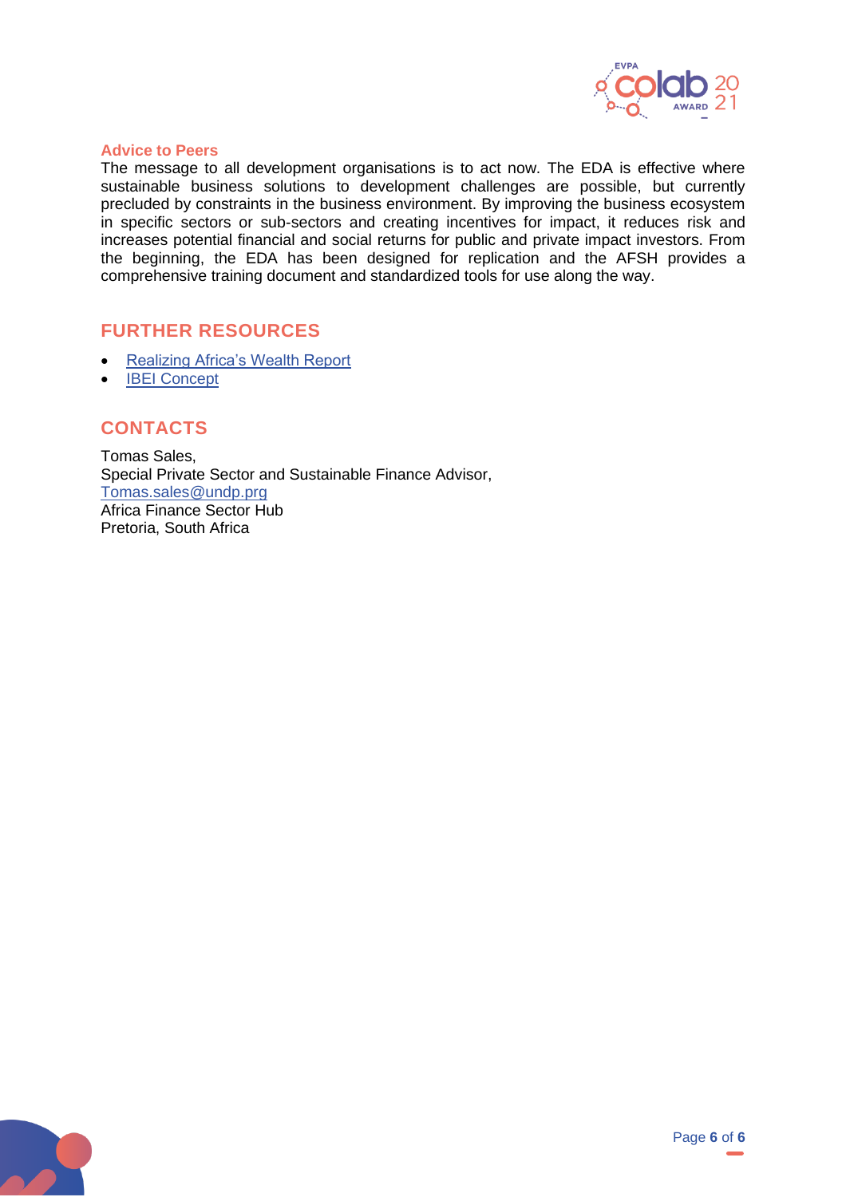### Advice to Peers

The message to all development organisations is to act now. The EDA is effective where sustainable business solutions to development challenges are possible, but currently precluded by constraints in the business environment. By improving the business ecosystem in specific sectors or sub-sectors and creating incentives for impact, it reduces risk and increases potential financial and social returns for public and private impact investors. From the beginning, the EDA has been designed for replication and the AFSH provides a comprehensive training document and standardized tools for use along the way.

## FURTHER RESOURCES

- Realizing Africa's Wealth Report
- IBEI Concept

## CONTACTS

Tomas Sales,
Special Private Sector and Sustainable Finance Advisor,
Tomas.sales@undp.prg
Africa Finance Sector Hub
Pretoria, South Africa